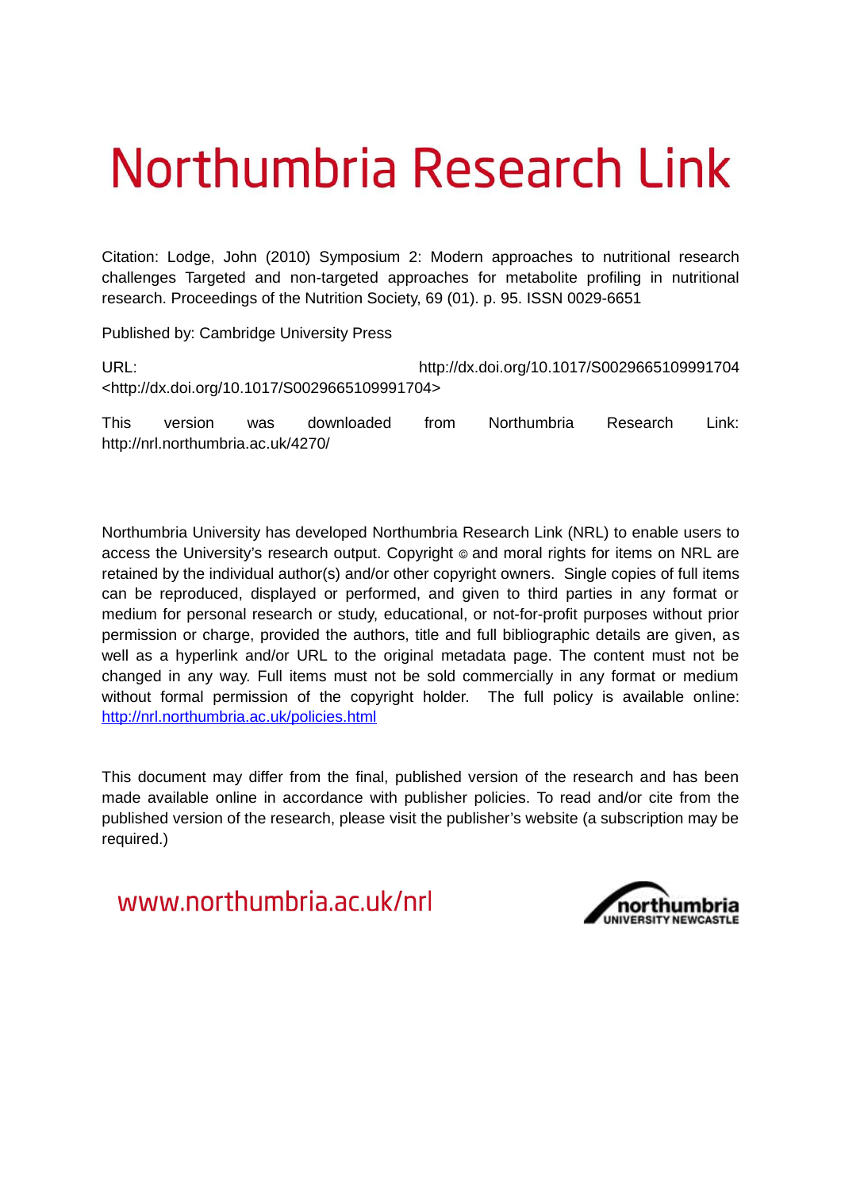# Northumbria Research Link

Citation: Lodge, John (2010) Symposium 2: Modern approaches to nutritional research challenges Targeted and non-targeted approaches for metabolite profiling in nutritional research. Proceedings of the Nutrition Society, 69 (01). p. 95. ISSN 0029-6651

Published by: Cambridge University Press

URL: http://dx.doi.org/10.1017/S0029665109991704 <http://dx.doi.org/10.1017/S0029665109991704>

This version was downloaded from Northumbria Research Link: http://nrl.northumbria.ac.uk/4270/

Northumbria University has developed Northumbria Research Link (NRL) to enable users to access the University's research output. Copyright © and moral rights for items on NRL are retained by the individual author(s) and/or other copyright owners. Single copies of full items can be reproduced, displayed or performed, and given to third parties in any format or medium for personal research or study, educational, or not-for-profit purposes without prior permission or charge, provided the authors, title and full bibliographic details are given, as well as a hyperlink and/or URL to the original metadata page. The content must not be changed in any way. Full items must not be sold commercially in any format or medium without formal permission of the copyright holder. The full policy is available online: http://nrl.northumbria.ac.uk/policies.html

This document may differ from the final, published version of the research and has been made available online in accordance with publisher policies. To read and/or cite from the published version of the research, please visit the publisher's website (a subscription may be required.)

www.northumbria.ac.uk/nrl

northumbria UNIVERSITY NEWCASTLE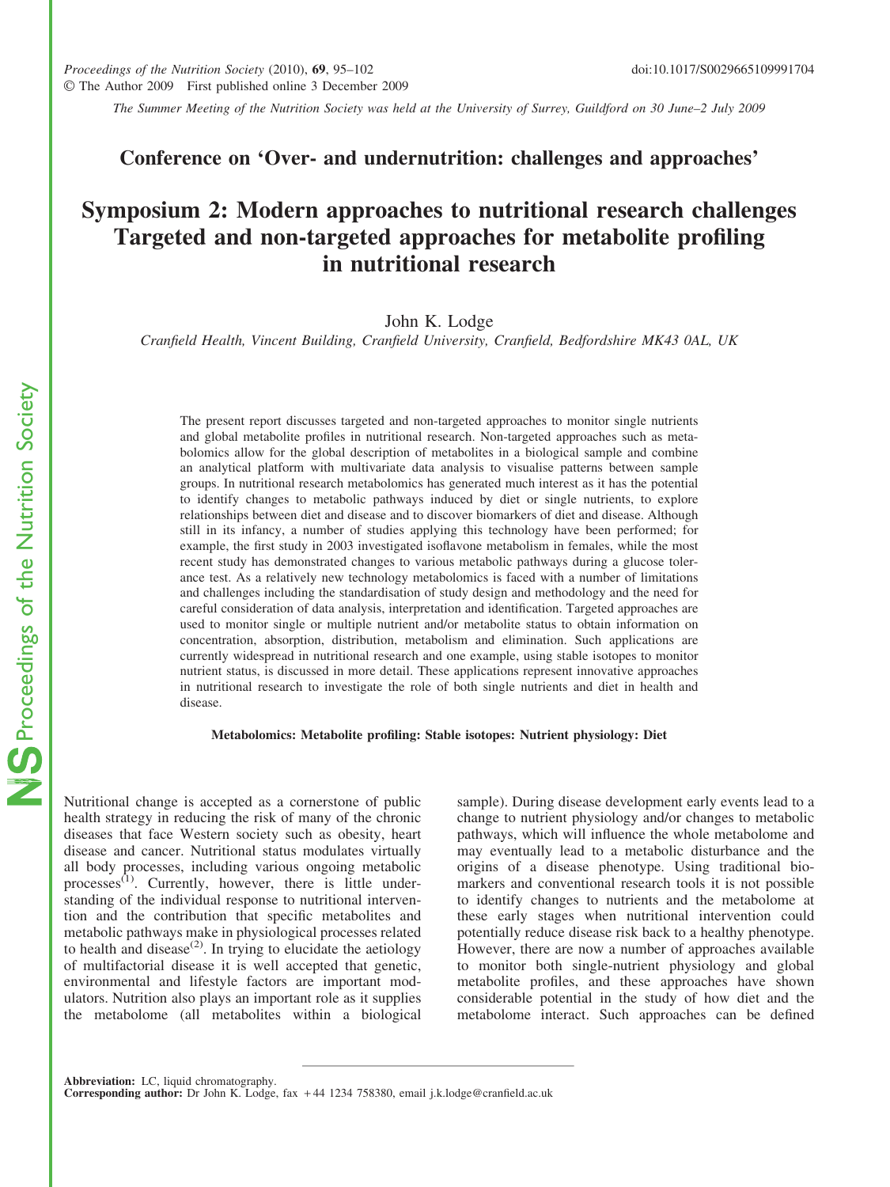The Summer Meeting of the Nutrition Society was held at the University of Surrey, Guildford on 30 June–2 July 2009

## Conference on 'Over- and undernutrition: challenges and approaches'

# Symposium 2: Modern approaches to nutritional research challenges
# Targeted and non-targeted approaches for metabolite profiling in nutritional research

John K. Lodge

*Cranfield Health, Vincent Building, Cranfield University, Cranfield, Bedfordshire MK43 0AL, UK*

The present report discusses targeted and non-targeted approaches to monitor single nutrients and global metabolite profiles in nutritional research. Non-targeted approaches such as metabolomics allow for the global description of metabolites in a biological sample and combine an analytical platform with multivariate data analysis to visualise patterns between sample groups. In nutritional research metabolomics has generated much interest as it has the potential to identify changes to metabolic pathways induced by diet or single nutrients, to explore relationships between diet and disease and to discover biomarkers of diet and disease. Although still in its infancy, a number of studies applying this technology have been performed; for example, the first study in 2003 investigated isoflavone metabolism in females, while the most recent study has demonstrated changes to various metabolic pathways during a glucose tolerance test. As a relatively new technology metabolomics is faced with a number of limitations and challenges including the standardisation of study design and methodology and the need for careful consideration of data analysis, interpretation and identification. Targeted approaches are used to monitor single or multiple nutrient and/or metabolite status to obtain information on concentration, absorption, distribution, metabolism and elimination. Such applications are currently widespread in nutritional research and one example, using stable isotopes to monitor nutrient status, is discussed in more detail. These applications represent innovative approaches in nutritional research to investigate the role of both single nutrients and diet in health and disease.

**Metabolomics: Metabolite profiling: Stable isotopes: Nutrient physiology: Diet**

Nutritional change is accepted as a cornerstone of public health strategy in reducing the risk of many of the chronic diseases that face Western society such as obesity, heart disease and cancer. Nutritional status modulates virtually all body processes, including various ongoing metabolic processes[1]. Currently, however, there is little understanding of the individual response to nutritional intervention and the contribution that specific metabolites and metabolic pathways make in physiological processes related to health and disease[2]. In trying to elucidate the aetiology of multifactorial disease it is well accepted that genetic, environmental and lifestyle factors are important modulators. Nutrition also plays an important role as it supplies the metabolome (all metabolites within a biological sample). During disease development early events lead to a change to nutrient physiology and/or changes to metabolic pathways, which will influence the whole metabolome and may eventually lead to a metabolic disturbance and the origins of a disease phenotype. Using traditional biomarkers and conventional research tools it is not possible to identify changes to nutrients and the metabolome at these early stages when nutritional intervention could potentially reduce disease risk back to a healthy phenotype. However, there are now a number of approaches available to monitor both single-nutrient physiology and global metabolite profiles, and these approaches have shown considerable potential in the study of how diet and the metabolome interact. Such approaches can be defined

**Abbreviation:** LC, liquid chromatography.
**Corresponding author:** Dr John K. Lodge, fax +44 1234 758380, email j.k.lodge@cranfield.ac.uk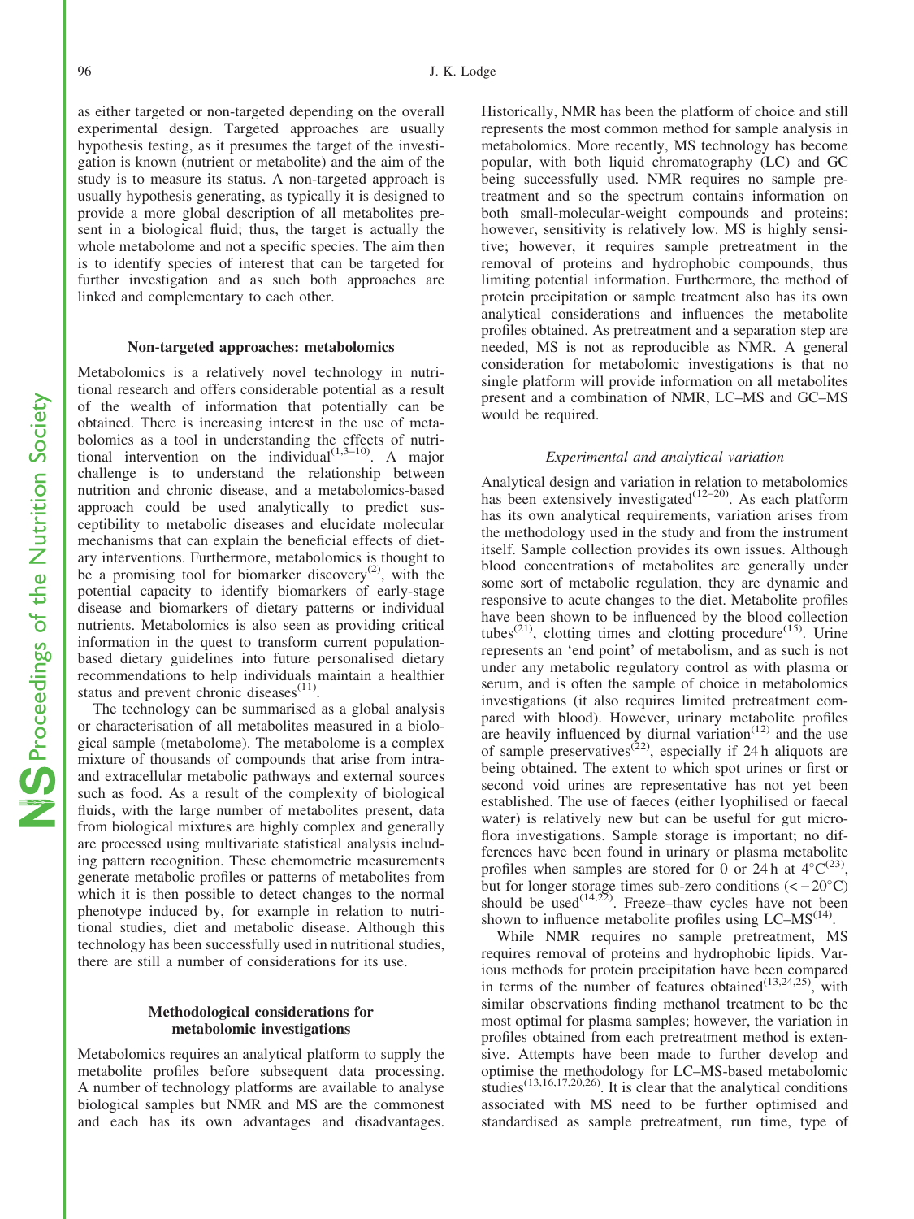as either targeted or non-targeted depending on the overall experimental design. Targeted approaches are usually hypothesis testing, as it presumes the target of the investigation is known (nutrient or metabolite) and the aim of the study is to measure its status. A non-targeted approach is usually hypothesis generating, as typically it is designed to provide a more global description of all metabolites present in a biological fluid; thus, the target is actually the whole metabolome and not a specific species. The aim then is to identify species of interest that can be targeted for further investigation and as such both approaches are linked and complementary to each other.

## Non-targeted approaches: metabolomics

Metabolomics is a relatively novel technology in nutritional research and offers considerable potential as a result of the wealth of information that potentially can be obtained. There is increasing interest in the use of metabolomics as a tool in understanding the effects of nutritional intervention on the individual[1,3–10]. A major challenge is to understand the relationship between nutrition and chronic disease, and a metabolomics-based approach could be used analytically to predict susceptibility to metabolic diseases and elucidate molecular mechanisms that can explain the beneficial effects of dietary interventions. Furthermore, metabolomics is thought to be a promising tool for biomarker discovery[2], with the potential capacity to identify biomarkers of early-stage disease and biomarkers of dietary patterns or individual nutrients. Metabolomics is also seen as providing critical information in the quest to transform current population-based dietary guidelines into future personalised dietary recommendations to help individuals maintain a healthier status and prevent chronic diseases[11].

The technology can be summarised as a global analysis or characterisation of all metabolites measured in a biological sample (metabolome). The metabolome is a complex mixture of thousands of compounds that arise from intra- and extracellular metabolic pathways and external sources such as food. As a result of the complexity of biological fluids, with the large number of metabolites present, data from biological mixtures are highly complex and generally are processed using multivariate statistical analysis including pattern recognition. These chemometric measurements generate metabolic profiles or patterns of metabolites from which it is then possible to detect changes to the normal phenotype induced by, for example in relation to nutritional studies, diet and metabolic disease. Although this technology has been successfully used in nutritional studies, there are still a number of considerations for its use.

## Methodological considerations for metabolomic investigations

Metabolomics requires an analytical platform to supply the metabolite profiles before subsequent data processing. A number of technology platforms are available to analyse biological samples but NMR and MS are the commonest and each has its own advantages and disadvantages. Historically, NMR has been the platform of choice and still represents the most common method for sample analysis in metabolomics. More recently, MS technology has become popular, with both liquid chromatography (LC) and GC being successfully used. NMR requires no sample pretreatment and so the spectrum contains information on both small-molecular-weight compounds and proteins; however, sensitivity is relatively low. MS is highly sensitive; however, it requires sample pretreatment in the removal of proteins and hydrophobic compounds, thus limiting potential information. Furthermore, the method of protein precipitation or sample treatment also has its own analytical considerations and influences the metabolite profiles obtained. As pretreatment and a separation step are needed, MS is not as reproducible as NMR. A general consideration for metabolomic investigations is that no single platform will provide information on all metabolites present and a combination of NMR, LC–MS and GC–MS would be required.

### *Experimental and analytical variation*

Analytical design and variation in relation to metabolomics has been extensively investigated[12–20]. As each platform has its own analytical requirements, variation arises from the methodology used in the study and from the instrument itself. Sample collection provides its own issues. Although blood concentrations of metabolites are generally under some sort of metabolic regulation, they are dynamic and responsive to acute changes to the diet. Metabolite profiles have been shown to be influenced by the blood collection tubes[21], clotting times and clotting procedure[15]. Urine represents an 'end point' of metabolism, and as such is not under any metabolic regulatory control as with plasma or serum, and is often the sample of choice in metabolomics investigations (it also requires limited pretreatment compared with blood). However, urinary metabolite profiles are heavily influenced by diurnal variation[12] and the use of sample preservatives[22], especially if 24 h aliquots are being obtained. The extent to which spot urines or first or second void urines are representative has not yet been established. The use of faeces (either lyophilised or faecal water) is relatively new but can be useful for gut microflora investigations. Sample storage is important; no differences have been found in urinary or plasma metabolite profiles when samples are stored for 0 or 24 h at 4°C[23], but for longer storage times sub-zero conditions ($<-20$°C) should be used[14,22]. Freeze–thaw cycles have not been shown to influence metabolite profiles using LC–MS[14].

While NMR requires no sample pretreatment, MS requires removal of proteins and hydrophobic lipids. Various methods for protein precipitation have been compared in terms of the number of features obtained[13,24,25], with similar observations finding methanol treatment to be the most optimal for plasma samples; however, the variation in profiles obtained from each pretreatment method is extensive. Attempts have been made to further develop and optimise the methodology for LC–MS-based metabolomic studies[13,16,17,20,26]. It is clear that the analytical conditions associated with MS need to be further optimised and standardised as sample pretreatment, run time, type of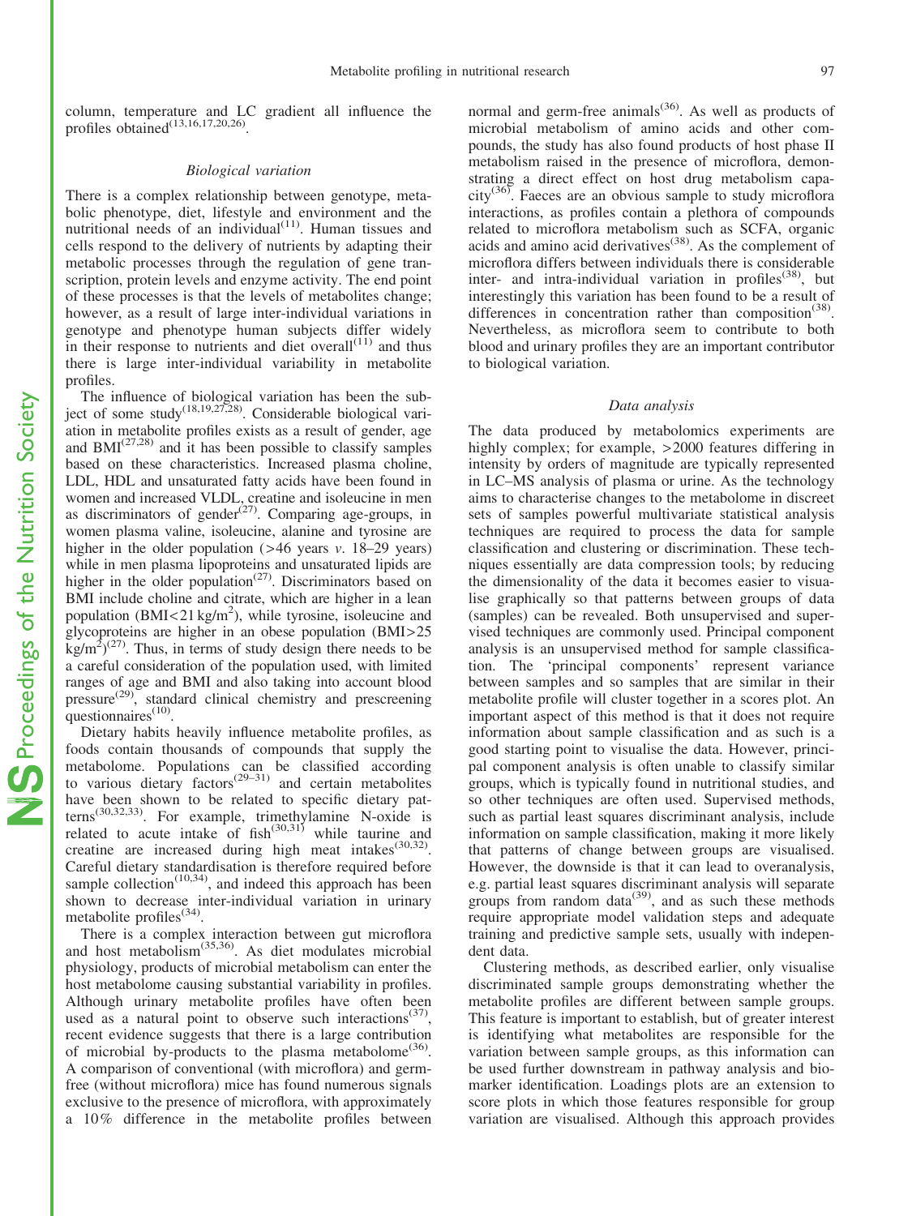column, temperature and LC gradient all influence the profiles obtained[13,16,17,20,26].

### *Biological variation*

There is a complex relationship between genotype, metabolic phenotype, diet, lifestyle and environment and the nutritional needs of an individual[11]. Human tissues and cells respond to the delivery of nutrients by adapting their metabolic processes through the regulation of gene transcription, protein levels and enzyme activity. The end point of these processes is that the levels of metabolites change; however, as a result of large inter-individual variations in genotype and phenotype human subjects differ widely in their response to nutrients and diet overall[11] and thus there is large inter-individual variability in metabolite profiles.

The influence of biological variation has been the subject of some study[18,19,27,28]. Considerable biological variation in metabolite profiles exists as a result of gender, age and BMI[27,28] and it has been possible to classify samples based on these characteristics. Increased plasma choline, LDL, HDL and unsaturated fatty acids have been found in women and increased VLDL, creatine and isoleucine in men as discriminators of gender[27]. Comparing age-groups, in women plasma valine, isoleucine, alanine and tyrosine are higher in the older population (>46 years *v.* 18–29 years) while in men plasma lipoproteins and unsaturated lipids are higher in the older population[27]. Discriminators based on BMI include choline and citrate, which are higher in a lean population (BMI<21 kg/$m^2$), while tyrosine, isoleucine and glycoproteins are higher in an obese population (BMI>25 kg/$m^2$)[27]. Thus, in terms of study design there needs to be a careful consideration of the population used, with limited ranges of age and BMI and also taking into account blood pressure[29], standard clinical chemistry and prescreening questionnaires[10].

Dietary habits heavily influence metabolite profiles, as foods contain thousands of compounds that supply the metabolome. Populations can be classified according to various dietary factors[29–31] and certain metabolites have been shown to be related to specific dietary patterns[30,32,33]. For example, trimethylamine N-oxide is related to acute intake of fish[30,31] while taurine and creatine are increased during high meat intakes[30,32]. Careful dietary standardisation is therefore required before sample collection[10,34], and indeed this approach has been shown to decrease inter-individual variation in urinary metabolite profiles[34].

There is a complex interaction between gut microflora and host metabolism[35,36]. As diet modulates microbial physiology, products of microbial metabolism can enter the host metabolome causing substantial variability in profiles. Although urinary metabolite profiles have often been used as a natural point to observe such interactions[37], recent evidence suggests that there is a large contribution of microbial by-products to the plasma metabolome[36]. A comparison of conventional (with microflora) and germ-free (without microflora) mice has found numerous signals exclusive to the presence of microflora, with approximately a 10% difference in the metabolite profiles between normal and germ-free animals[36]. As well as products of microbial metabolism of amino acids and other compounds, the study has also found products of host phase II metabolism raised in the presence of microflora, demonstrating a direct effect on host drug metabolism capacity[36]. Faeces are an obvious sample to study microflora interactions, as profiles contain a plethora of compounds related to microflora metabolism such as SCFA, organic acids and amino acid derivatives[38]. As the complement of microflora differs between individuals there is considerable inter- and intra-individual variation in profiles[38], but interestingly this variation has been found to be a result of differences in concentration rather than composition[38]. Nevertheless, as microflora seem to contribute to both blood and urinary profiles they are an important contributor to biological variation.

### *Data analysis*

The data produced by metabolomics experiments are highly complex; for example, >2000 features differing in intensity by orders of magnitude are typically represented in LC–MS analysis of plasma or urine. As the technology aims to characterise changes to the metabolome in discreet sets of samples powerful multivariate statistical analysis techniques are required to process the data for sample classification and clustering or discrimination. These techniques essentially are data compression tools; by reducing the dimensionality of the data it becomes easier to visualise graphically so that patterns between groups of data (samples) can be revealed. Both unsupervised and supervised techniques are commonly used. Principal component analysis is an unsupervised method for sample classification. The 'principal components' represent variance between samples and so samples that are similar in their metabolite profile will cluster together in a scores plot. An important aspect of this method is that it does not require information about sample classification and as such is a good starting point to visualise the data. However, principal component analysis is often unable to classify similar groups, which is typically found in nutritional studies, and so other techniques are often used. Supervised methods, such as partial least squares discriminant analysis, include information on sample classification, making it more likely that patterns of change between groups are visualised. However, the downside is that it can lead to overanalysis, e.g. partial least squares discriminant analysis will separate groups from random data[39], and as such these methods require appropriate model validation steps and adequate training and predictive sample sets, usually with independent data.

Clustering methods, as described earlier, only visualise discriminated sample groups demonstrating whether the metabolite profiles are different between sample groups. This feature is important to establish, but of greater interest is identifying what metabolites are responsible for the variation between sample groups, as this information can be used further downstream in pathway analysis and biomarker identification. Loadings plots are an extension to score plots in which those features responsible for group variation are visualised. Although this approach provides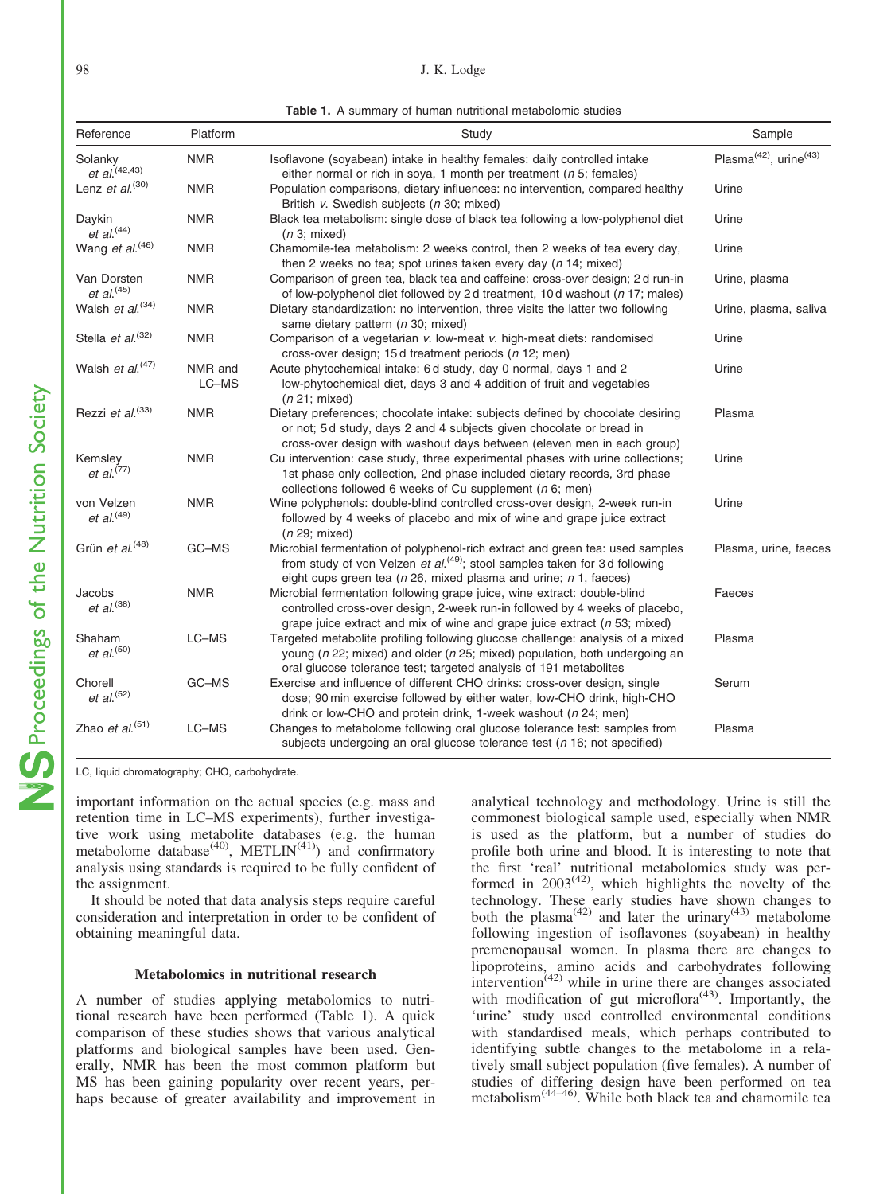**Table 1.** A summary of human nutritional metabolomic studies

| Reference | Platform | Study | Sample |
|---|---|---|---|
| Solanky *et al.*[42,43] | NMR | Isoflavone (soyabean) intake in healthy females: daily controlled intake either normal or rich in soya, 1 month per treatment (*n* 5; females) | Plasma[42], urine[43] |
| Lenz *et al.*[30] | NMR | Population comparisons, dietary influences: no intervention, compared healthy British *v.* Swedish subjects (*n* 30; mixed) | Urine |
| Daykin *et al.*[44] | NMR | Black tea metabolism: single dose of black tea following a low-polyphenol diet (*n* 3; mixed) | Urine |
| Wang *et al.*[46] | NMR | Chamomile-tea metabolism: 2 weeks control, then 2 weeks of tea every day, then 2 weeks no tea; spot urines taken every day (*n* 14; mixed) | Urine |
| Van Dorsten *et al.*[45] | NMR | Comparison of green tea, black tea and caffeine: cross-over design; 2 d run-in of low-polyphenol diet followed by 2 d treatment, 10 d washout (*n* 17; males) | Urine, plasma |
| Walsh *et al.*[34] | NMR | Dietary standardization: no intervention, three visits the latter two following same dietary pattern (*n* 30; mixed) | Urine, plasma, saliva |
| Stella *et al.*[32] | NMR | Comparison of a vegetarian *v.* low-meat *v.* high-meat diets: randomised cross-over design; 15 d treatment periods (*n* 12; men) | Urine |
| Walsh *et al.*[47] | NMR and LC–MS | Acute phytochemical intake: 6 d study, day 0 normal, days 1 and 2 low-phytochemical diet, days 3 and 4 addition of fruit and vegetables (*n* 21; mixed) | Urine |
| Rezzi *et al.*[33] | NMR | Dietary preferences; chocolate intake: subjects defined by chocolate desiring or not; 5 d study, days 2 and 4 subjects given chocolate or bread in cross-over design with washout days between (eleven men in each group) | Plasma |
| Kemsley *et al.*[77] | NMR | Cu intervention: case study, three experimental phases with urine collections; 1st phase only collection, 2nd phase included dietary records, 3rd phase collections followed 6 weeks of Cu supplement (*n* 6; men) | Urine |
| von Velzen *et al.*[49] | NMR | Wine polyphenols: double-blind controlled cross-over design, 2-week run-in followed by 4 weeks of placebo and mix of wine and grape juice extract (*n* 29; mixed) | Urine |
| Grün *et al.*[48] | GC–MS | Microbial fermentation of polyphenol-rich extract and green tea: used samples from study of von Velzen *et al.*[49]; stool samples taken for 3 d following eight cups green tea (*n* 26, mixed plasma and urine; *n* 1, faeces) | Plasma, urine, faeces |
| Jacobs *et al.*[38] | NMR | Microbial fermentation following grape juice, wine extract: double-blind controlled cross-over design, 2-week run-in followed by 4 weeks of placebo, grape juice extract and mix of wine and grape juice extract (*n* 53; mixed) | Faeces |
| Shaham *et al.*[50] | LC–MS | Targeted metabolite profiling following glucose challenge: analysis of a mixed young (*n* 22; mixed) and older (*n* 25; mixed) population, both undergoing an oral glucose tolerance test; targeted analysis of 191 metabolites | Plasma |
| Chorell *et al.*[52] | GC–MS | Exercise and influence of different CHO drinks: cross-over design, single dose; 90 min exercise followed by either water, low-CHO drink, high-CHO drink or low-CHO and protein drink, 1-week washout (*n* 24; men) | Serum |
| Zhao *et al.*[51] | LC–MS | Changes to metabolome following oral glucose tolerance test: samples from subjects undergoing an oral glucose tolerance test (*n* 16; not specified) | Plasma |

LC, liquid chromatography; CHO, carbohydrate.

important information on the actual species (e.g. mass and retention time in LC–MS experiments), further investigative work using metabolite databases (e.g. the human metabolome database[40], METLIN[41]) and confirmatory analysis using standards is required to be fully confident of the assignment.

It should be noted that data analysis steps require careful consideration and interpretation in order to be confident of obtaining meaningful data.

### Metabolomics in nutritional research

A number of studies applying metabolomics to nutritional research have been performed (Table 1). A quick comparison of these studies shows that various analytical platforms and biological samples have been used. Generally, NMR has been the most common platform but MS has been gaining popularity over recent years, perhaps because of greater availability and improvement in analytical technology and methodology. Urine is still the commonest biological sample used, especially when NMR is used as the platform, but a number of studies do profile both urine and blood. It is interesting to note that the first 'real' nutritional metabolomics study was performed in 2003[42], which highlights the novelty of the technology. These early studies have shown changes to both the plasma[42] and later the urinary[43] metabolome following ingestion of isoflavones (soyabean) in healthy premenopausal women. In plasma there are changes to lipoproteins, amino acids and carbohydrates following intervention[42] while in urine there are changes associated with modification of gut microflora[43]. Importantly, the 'urine' study used controlled environmental conditions with standardised meals, which perhaps contributed to identifying subtle changes to the metabolome in a relatively small subject population (five females). A number of studies of differing design have been performed on tea metabolism[44–46]. While both black tea and chamomile tea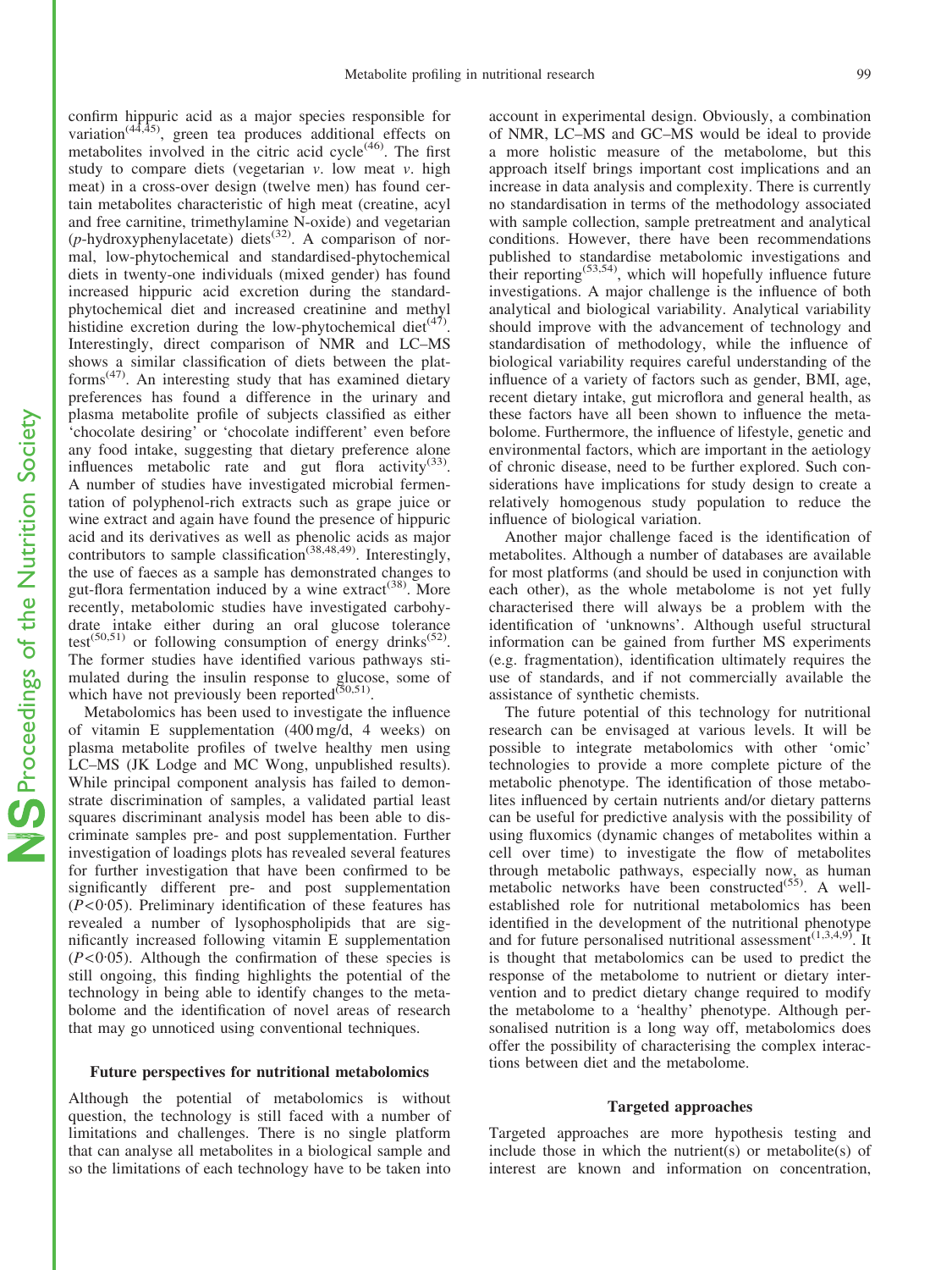confirm hippuric acid as a major species responsible for variation[44,45], green tea produces additional effects on metabolites involved in the citric acid cycle[46]. The first study to compare diets (vegetarian *v*. low meat *v*. high meat) in a cross-over design (twelve men) has found certain metabolites characteristic of high meat (creatine, acyl and free carnitine, trimethylamine N-oxide) and vegetarian (*p*-hydroxyphenylacetate) diets[32]. A comparison of normal, low-phytochemical and standardised-phytochemical diets in twenty-one individuals (mixed gender) has found increased hippuric acid excretion during the standard-phytochemical diet and increased creatinine and methyl histidine excretion during the low-phytochemical diet[47]. Interestingly, direct comparison of NMR and LC–MS shows a similar classification of diets between the platforms[47]. An interesting study that has examined dietary preferences has found a difference in the urinary and plasma metabolite profile of subjects classified as either 'chocolate desiring' or 'chocolate indifferent' even before any food intake, suggesting that dietary preference alone influences metabolic rate and gut flora activity[33]. A number of studies have investigated microbial fermentation of polyphenol-rich extracts such as grape juice or wine extract and again have found the presence of hippuric acid and its derivatives as well as phenolic acids as major contributors to sample classification[38,48,49]. Interestingly, the use of faeces as a sample has demonstrated changes to gut-flora fermentation induced by a wine extract[38]. More recently, metabolomic studies have investigated carbohydrate intake either during an oral glucose tolerance test[50,51] or following consumption of energy drinks[52]. The former studies have identified various pathways stimulated during the insulin response to glucose, some of which have not previously been reported[50,51].

Metabolomics has been used to investigate the influence of vitamin E supplementation (400 mg/d, 4 weeks) on plasma metabolite profiles of twelve healthy men using LC–MS (JK Lodge and MC Wong, unpublished results). While principal component analysis has failed to demonstrate discrimination of samples, a validated partial least squares discriminant analysis model has been able to discriminate samples pre- and post supplementation. Further investigation of loadings plots has revealed several features for further investigation that have been confirmed to be significantly different pre- and post supplementation ($P<0·05$). Preliminary identification of these features has revealed a number of lysophospholipids that are significantly increased following vitamin E supplementation ($P<0·05$). Although the confirmation of these species is still ongoing, this finding highlights the potential of the technology in being able to identify changes to the metabolome and the identification of novel areas of research that may go unnoticed using conventional techniques.

### Future perspectives for nutritional metabolomics

Although the potential of metabolomics is without question, the technology is still faced with a number of limitations and challenges. There is no single platform that can analyse all metabolites in a biological sample and so the limitations of each technology have to be taken into account in experimental design. Obviously, a combination of NMR, LC–MS and GC–MS would be ideal to provide a more holistic measure of the metabolome, but this approach itself brings important cost implications and an increase in data analysis and complexity. There is currently no standardisation in terms of the methodology associated with sample collection, sample pretreatment and analytical conditions. However, there have been recommendations published to standardise metabolomic investigations and their reporting[53,54], which will hopefully influence future investigations. A major challenge is the influence of both analytical and biological variability. Analytical variability should improve with the advancement of technology and standardisation of methodology, while the influence of biological variability requires careful understanding of the influence of a variety of factors such as gender, BMI, age, recent dietary intake, gut microflora and general health, as these factors have all been shown to influence the metabolome. Furthermore, the influence of lifestyle, genetic and environmental factors, which are important in the aetiology of chronic disease, need to be further explored. Such considerations have implications for study design to create a relatively homogenous study population to reduce the influence of biological variation.

Another major challenge faced is the identification of metabolites. Although a number of databases are available for most platforms (and should be used in conjunction with each other), as the whole metabolome is not yet fully characterised there will always be a problem with the identification of 'unknowns'. Although useful structural information can be gained from further MS experiments (e.g. fragmentation), identification ultimately requires the use of standards, and if not commercially available the assistance of synthetic chemists.

The future potential of this technology for nutritional research can be envisaged at various levels. It will be possible to integrate metabolomics with other 'omic' technologies to provide a more complete picture of the metabolic phenotype. The identification of those metabolites influenced by certain nutrients and/or dietary patterns can be useful for predictive analysis with the possibility of using fluxomics (dynamic changes of metabolites within a cell over time) to investigate the flow of metabolites through metabolic pathways, especially now, as human metabolic networks have been constructed[55]. A well-established role for nutritional metabolomics has been identified in the development of the nutritional phenotype and for future personalised nutritional assessment[1,3,4,9]. It is thought that metabolomics can be used to predict the response of the metabolome to nutrient or dietary intervention and to predict dietary change required to modify the metabolome to a 'healthy' phenotype. Although personalised nutrition is a long way off, metabolomics does offer the possibility of characterising the complex interactions between diet and the metabolome.

### Targeted approaches

Targeted approaches are more hypothesis testing and include those in which the nutrient(s) or metabolite(s) of interest are known and information on concentration,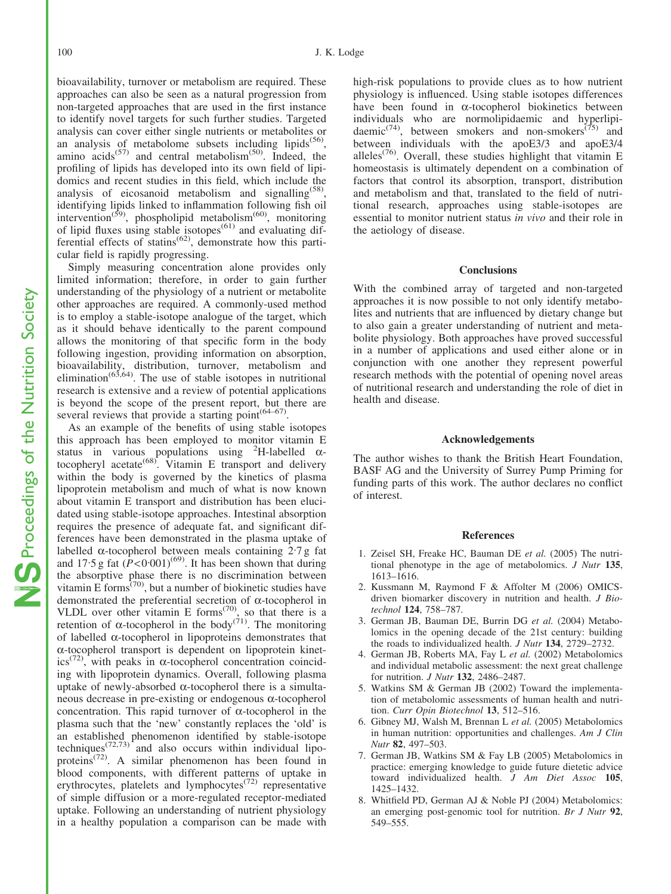bioavailability, turnover or metabolism are required. These approaches can also be seen as a natural progression from non-targeted approaches that are used in the first instance to identify novel targets for such further studies. Targeted analysis can cover either single nutrients or metabolites or an analysis of metabolome subsets including lipids[56], amino acids[57] and central metabolism[50]. Indeed, the profiling of lipids has developed into its own field of lipidomics and recent studies in this field, which include the analysis of eicosanoid metabolism and signalling[58], identifying lipids linked to inflammation following fish oil intervention[59], phospholipid metabolism[60], monitoring of lipid fluxes using stable isotopes[61] and evaluating differential effects of statins[62], demonstrate how this particular field is rapidly progressing.

Simply measuring concentration alone provides only limited information; therefore, in order to gain further understanding of the physiology of a nutrient or metabolite other approaches are required. A commonly-used method is to employ a stable-isotope analogue of the target, which as it should behave identically to the parent compound allows the monitoring of that specific form in the body following ingestion, providing information on absorption, bioavailability, distribution, turnover, metabolism and elimination[63,64]. The use of stable isotopes in nutritional research is extensive and a review of potential applications is beyond the scope of the present report, but there are several reviews that provide a starting point[64–67].

As an example of the benefits of using stable isotopes this approach has been employed to monitor vitamin E status in various populations using $^{2}$H-labelled α-tocopheryl acetate[68]. Vitamin E transport and delivery within the body is governed by the kinetics of plasma lipoprotein metabolism and much of what is now known about vitamin E transport and distribution has been elucidated using stable-isotope approaches. Intestinal absorption requires the presence of adequate fat, and significant differences have been demonstrated in the plasma uptake of labelled α-tocopherol between meals containing 2·7 g fat and 17·5 g fat ($P<0·001$)[69]. It has been shown that during the absorptive phase there is no discrimination between vitamin E forms[70], but a number of biokinetic studies have demonstrated the preferential secretion of α-tocopherol in VLDL over other vitamin E forms[70], so that there is a retention of α-tocopherol in the body[71]. The monitoring of labelled α-tocopherol in lipoproteins demonstrates that α-tocopherol transport is dependent on lipoprotein kinetics[72], with peaks in α-tocopherol concentration coinciding with lipoprotein dynamics. Overall, following plasma uptake of newly-absorbed α-tocopherol there is a simultaneous decrease in pre-existing or endogenous α-tocopherol concentration. This rapid turnover of α-tocopherol in the plasma such that the 'new' constantly replaces the 'old' is an established phenomenon identified by stable-isotope techniques[72,73] and also occurs within individual lipoproteins[72]. A similar phenomenon has been found in blood components, with different patterns of uptake in erythrocytes, platelets and lymphocytes[72] representative of simple diffusion or a more-regulated receptor-mediated uptake. Following an understanding of nutrient physiology in a healthy population a comparison can be made with high-risk populations to provide clues as to how nutrient physiology is influenced. Using stable isotopes differences have been found in α-tocopherol biokinetics between individuals who are normolipidaemic and hyperlipidaemic[74], between smokers and non-smokers[75] and between individuals with the apoE3/3 and apoE3/4 alleles[76]. Overall, these studies highlight that vitamin E homeostasis is ultimately dependent on a combination of factors that control its absorption, transport, distribution and metabolism and that, translated to the field of nutritional research, approaches using stable-isotopes are essential to monitor nutrient status *in vivo* and their role in the aetiology of disease.

## Conclusions

With the combined array of targeted and non-targeted approaches it is now possible to not only identify metabolites and nutrients that are influenced by dietary change but to also gain a greater understanding of nutrient and metabolite physiology. Both approaches have proved successful in a number of applications and used either alone or in conjunction with one another they represent powerful research methods with the potential of opening novel areas of nutritional research and understanding the role of diet in health and disease.

## Acknowledgements

The author wishes to thank the British Heart Foundation, BASF AG and the University of Surrey Pump Priming for funding parts of this work. The author declares no conflict of interest.

## References

1. Zeisel SH, Freake HC, Bauman DE *et al.* (2005) The nutritional phenotype in the age of metabolomics. *J Nutr* **135**, 1613–1616.
2. Kussmann M, Raymond F & Affolter M (2006) OMICS-driven biomarker discovery in nutrition and health. *J Biotechnol* **124**, 758–787.
3. German JB, Bauman DE, Burrin DG *et al.* (2004) Metabolomics in the opening decade of the 21st century: building the roads to individualized health. *J Nutr* **134**, 2729–2732.
4. German JB, Roberts MA, Fay L *et al.* (2002) Metabolomics and individual metabolic assessment: the next great challenge for nutrition. *J Nutr* **132**, 2486–2487.
5. Watkins SM & German JB (2002) Toward the implementation of metabolomic assessments of human health and nutrition. *Curr Opin Biotechnol* **13**, 512–516.
6. Gibney MJ, Walsh M, Brennan L *et al.* (2005) Metabolomics in human nutrition: opportunities and challenges. *Am J Clin Nutr* **82**, 497–503.
7. German JB, Watkins SM & Fay LB (2005) Metabolomics in practice: emerging knowledge to guide future dietetic advice toward individualized health. *J Am Diet Assoc* **105**, 1425–1432.
8. Whitfield PD, German AJ & Noble PJ (2004) Metabolomics: an emerging post-genomic tool for nutrition. *Br J Nutr* **92**, 549–555.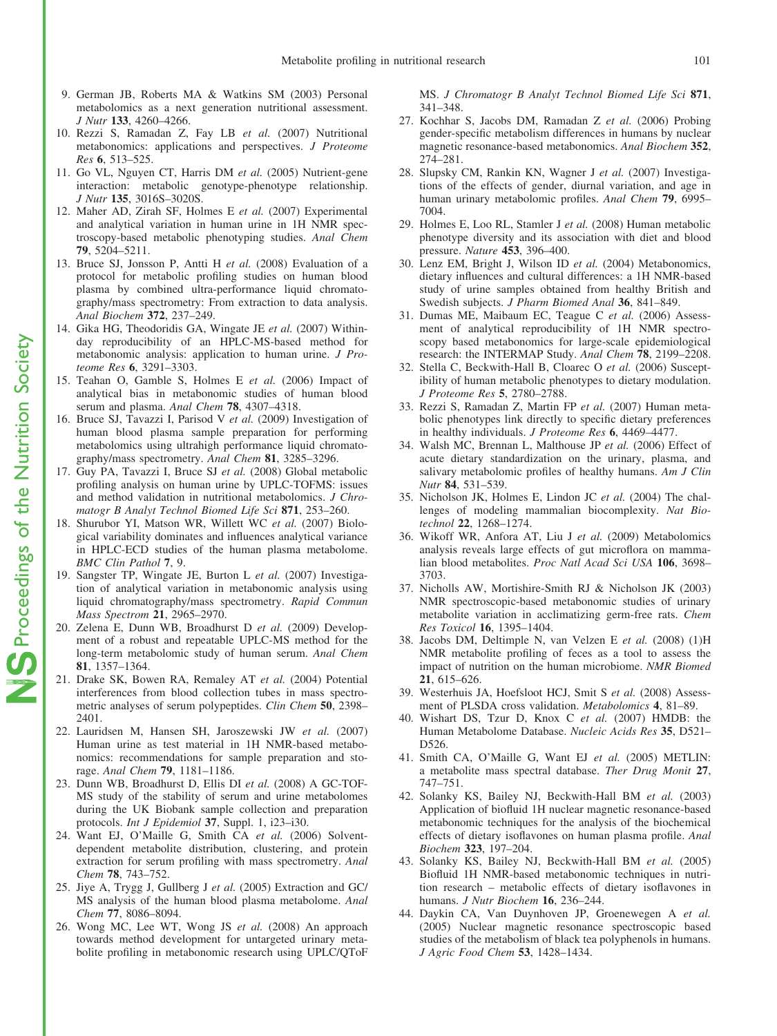9. German JB, Roberts MA & Watkins SM (2003) Personal metabolomics as a next generation nutritional assessment. *J Nutr* **133**, 4260–4266.
10. Rezzi S, Ramadan Z, Fay LB *et al.* (2007) Nutritional metabonomics: applications and perspectives. *J Proteome Res* **6**, 513–525.
11. Go VL, Nguyen CT, Harris DM *et al.* (2005) Nutrient-gene interaction: metabolic genotype-phenotype relationship. *J Nutr* **135**, 3016S–3020S.
12. Maher AD, Zirah SF, Holmes E *et al.* (2007) Experimental and analytical variation in human urine in 1H NMR spectroscopy-based metabolic phenotyping studies. *Anal Chem* **79**, 5204–5211.
13. Bruce SJ, Jonsson P, Antti H *et al.* (2008) Evaluation of a protocol for metabolic profiling studies on human blood plasma by combined ultra-performance liquid chromatography/mass spectrometry: From extraction to data analysis. *Anal Biochem* **372**, 237–249.
14. Gika HG, Theodoridis GA, Wingate JE *et al.* (2007) Within-day reproducibility of an HPLC-MS-based method for metabonomic analysis: application to human urine. *J Proteome Res* **6**, 3291–3303.
15. Teahan O, Gamble S, Holmes E *et al.* (2006) Impact of analytical bias in metabonomic studies of human blood serum and plasma. *Anal Chem* **78**, 4307–4318.
16. Bruce SJ, Tavazzi I, Parisod V *et al.* (2009) Investigation of human blood plasma sample preparation for performing metabolomics using ultrahigh performance liquid chromatography/mass spectrometry. *Anal Chem* **81**, 3285–3296.
17. Guy PA, Tavazzi I, Bruce SJ *et al.* (2008) Global metabolic profiling analysis on human urine by UPLC-TOFMS: issues and method validation in nutritional metabolomics. *J Chromatogr B Analyt Technol Biomed Life Sci* **871**, 253–260.
18. Shurubor YI, Matson WR, Willett WC *et al.* (2007) Biological variability dominates and influences analytical variance in HPLC-ECD studies of the human plasma metabolome. *BMC Clin Pathol* **7**, 9.
19. Sangster TP, Wingate JE, Burton L *et al.* (2007) Investigation of analytical variation in metabonomic analysis using liquid chromatography/mass spectrometry. *Rapid Commun Mass Spectrom* **21**, 2965–2970.
20. Zelena E, Dunn WB, Broadhurst D *et al.* (2009) Development of a robust and repeatable UPLC-MS method for the long-term metabolomic study of human serum. *Anal Chem* **81**, 1357–1364.
21. Drake SK, Bowen RA, Remaley AT *et al.* (2004) Potential interferences from blood collection tubes in mass spectrometric analyses of serum polypeptides. *Clin Chem* **50**, 2398–2401.
22. Lauridsen M, Hansen SH, Jaroszewski JW *et al.* (2007) Human urine as test material in 1H NMR-based metabonomics: recommendations for sample preparation and storage. *Anal Chem* **79**, 1181–1186.
23. Dunn WB, Broadhurst D, Ellis DI *et al.* (2008) A GC-TOF-MS study of the stability of serum and urine metabolomes during the UK Biobank sample collection and preparation protocols. *Int J Epidemiol* **37**, Suppl. 1, i23–i30.
24. Want EJ, O'Maille G, Smith CA *et al.* (2006) Solvent-dependent metabolite distribution, clustering, and protein extraction for serum profiling with mass spectrometry. *Anal Chem* **78**, 743–752.
25. Jiye A, Trygg J, Gullberg J *et al.* (2005) Extraction and GC/MS analysis of the human blood plasma metabolome. *Anal Chem* **77**, 8086–8094.
26. Wong MC, Lee WT, Wong JS *et al.* (2008) An approach towards method development for untargeted urinary metabolite profiling in metabonomic research using UPLC/QToF MS. *J Chromatogr B Analyt Technol Biomed Life Sci* **871**, 341–348.
27. Kochhar S, Jacobs DM, Ramadan Z *et al.* (2006) Probing gender-specific metabolism differences in humans by nuclear magnetic resonance-based metabonomics. *Anal Biochem* **352**, 274–281.
28. Slupsky CM, Rankin KN, Wagner J *et al.* (2007) Investigations of the effects of gender, diurnal variation, and age in human urinary metabolomic profiles. *Anal Chem* **79**, 6995–7004.
29. Holmes E, Loo RL, Stamler J *et al.* (2008) Human metabolic phenotype diversity and its association with diet and blood pressure. *Nature* **453**, 396–400.
30. Lenz EM, Bright J, Wilson ID *et al.* (2004) Metabonomics, dietary influences and cultural differences: a 1H NMR-based study of urine samples obtained from healthy British and Swedish subjects. *J Pharm Biomed Anal* **36**, 841–849.
31. Dumas ME, Maibaum EC, Teague C *et al.* (2006) Assessment of analytical reproducibility of 1H NMR spectroscopy based metabonomics for large-scale epidemiological research: the INTERMAP Study. *Anal Chem* **78**, 2199–2208.
32. Stella C, Beckwith-Hall B, Cloarec O *et al.* (2006) Susceptibility of human metabolic phenotypes to dietary modulation. *J Proteome Res* **5**, 2780–2788.
33. Rezzi S, Ramadan Z, Martin FP *et al.* (2007) Human metabolic phenotypes link directly to specific dietary preferences in healthy individuals. *J Proteome Res* **6**, 4469–4477.
34. Walsh MC, Brennan L, Malthouse JP *et al.* (2006) Effect of acute dietary standardization on the urinary, plasma, and salivary metabolomic profiles of healthy humans. *Am J Clin Nutr* **84**, 531–539.
35. Nicholson JK, Holmes E, Lindon JC *et al.* (2004) The challenges of modeling mammalian biocomplexity. *Nat Biotechnol* **22**, 1268–1274.
36. Wikoff WR, Anfora AT, Liu J *et al.* (2009) Metabolomics analysis reveals large effects of gut microflora on mammalian blood metabolites. *Proc Natl Acad Sci USA* **106**, 3698–3703.
37. Nicholls AW, Mortishire-Smith RJ & Nicholson JK (2003) NMR spectroscopic-based metabonomic studies of urinary metabolite variation in acclimatizing germ-free rats. *Chem Res Toxicol* **16**, 1395–1404.
38. Jacobs DM, Deltimple N, van Velzen E *et al.* (2008) (1)H NMR metabolite profiling of feces as a tool to assess the impact of nutrition on the human microbiome. *NMR Biomed* **21**, 615–626.
39. Westerhuis JA, Hoefsloot HCJ, Smit S *et al.* (2008) Assessment of PLSDA cross validation. *Metabolomics* **4**, 81–89.
40. Wishart DS, Tzur D, Knox C *et al.* (2007) HMDB: the Human Metabolome Database. *Nucleic Acids Res* **35**, D521–D526.
41. Smith CA, O'Maille G, Want EJ *et al.* (2005) METLIN: a metabolite mass spectral database. *Ther Drug Monit* **27**, 747–751.
42. Solanky KS, Bailey NJ, Beckwith-Hall BM *et al.* (2003) Application of biofluid 1H nuclear magnetic resonance-based metabonomic techniques for the analysis of the biochemical effects of dietary isoflavones on human plasma profile. *Anal Biochem* **323**, 197–204.
43. Solanky KS, Bailey NJ, Beckwith-Hall BM *et al.* (2005) Biofluid 1H NMR-based metabonomic techniques in nutrition research – metabolic effects of dietary isoflavones in humans. *J Nutr Biochem* **16**, 236–244.
44. Daykin CA, Van Duynhoven JP, Groenewegen A *et al.* (2005) Nuclear magnetic resonance spectroscopic based studies of the metabolism of black tea polyphenols in humans. *J Agric Food Chem* **53**, 1428–1434.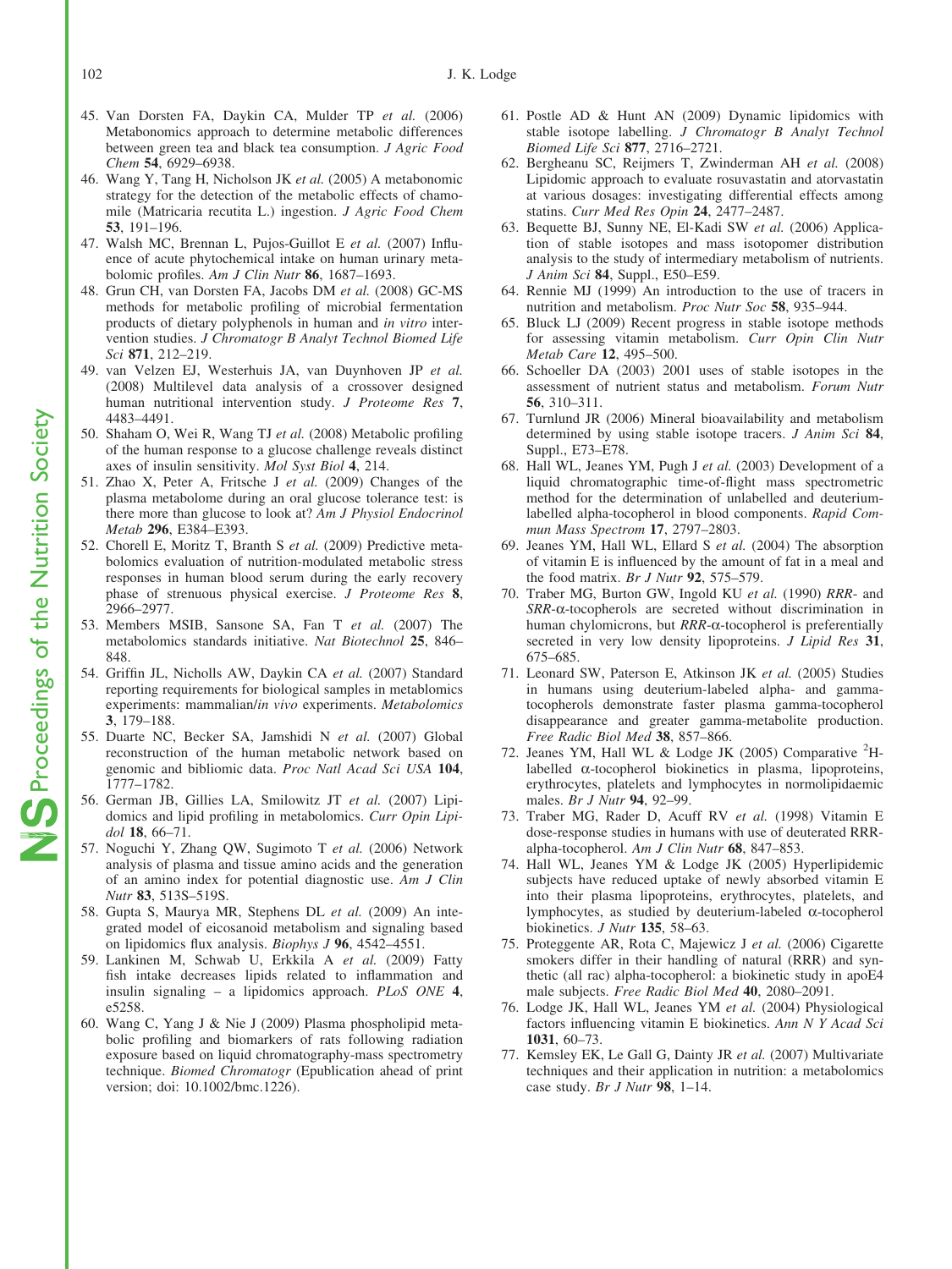45. Van Dorsten FA, Daykin CA, Mulder TP *et al.* (2006) Metabonomics approach to determine metabolic differences between green tea and black tea consumption. *J Agric Food Chem* **54**, 6929–6938.
46. Wang Y, Tang H, Nicholson JK *et al.* (2005) A metabonomic strategy for the detection of the metabolic effects of chamomile (Matricaria recutita L.) ingestion. *J Agric Food Chem* **53**, 191–196.
47. Walsh MC, Brennan L, Pujos-Guillot E *et al.* (2007) Influence of acute phytochemical intake on human urinary metabolomic profiles. *Am J Clin Nutr* **86**, 1687–1693.
48. Grun CH, van Dorsten FA, Jacobs DM *et al.* (2008) GC-MS methods for metabolic profiling of microbial fermentation products of dietary polyphenols in human and *in vitro* intervention studies. *J Chromatogr B Analyt Technol Biomed Life Sci* **871**, 212–219.
49. van Velzen EJ, Westerhuis JA, van Duynhoven JP *et al.* (2008) Multilevel data analysis of a crossover designed human nutritional intervention study. *J Proteome Res* **7**, 4483–4491.
50. Shaham O, Wei R, Wang TJ *et al.* (2008) Metabolic profiling of the human response to a glucose challenge reveals distinct axes of insulin sensitivity. *Mol Syst Biol* **4**, 214.
51. Zhao X, Peter A, Fritsche J *et al.* (2009) Changes of the plasma metabolome during an oral glucose tolerance test: is there more than glucose to look at? *Am J Physiol Endocrinol Metab* **296**, E384–E393.
52. Chorell E, Moritz T, Branth S *et al.* (2009) Predictive metabolomics evaluation of nutrition-modulated metabolic stress responses in human blood serum during the early recovery phase of strenuous physical exercise. *J Proteome Res* **8**, 2966–2977.
53. Members MSIB, Sansone SA, Fan T *et al.* (2007) The metabolomics standards initiative. *Nat Biotechnol* **25**, 846–848.
54. Griffin JL, Nicholls AW, Daykin CA *et al.* (2007) Standard reporting requirements for biological samples in metabolomics experiments: mammalian/*in vivo* experiments. *Metabolomics* **3**, 179–188.
55. Duarte NC, Becker SA, Jamshidi N *et al.* (2007) Global reconstruction of the human metabolic network based on genomic and bibliomic data. *Proc Natl Acad Sci USA* **104**, 1777–1782.
56. German JB, Gillies LA, Smilowitz JT *et al.* (2007) Lipidomics and lipid profiling in metabolomics. *Curr Opin Lipidol* **18**, 66–71.
57. Noguchi Y, Zhang QW, Sugimoto T *et al.* (2006) Network analysis of plasma and tissue amino acids and the generation of an amino index for potential diagnostic use. *Am J Clin Nutr* **83**, 513S–519S.
58. Gupta S, Maurya MR, Stephens DL *et al.* (2009) An integrated model of eicosanoid metabolism and signaling based on lipidomics flux analysis. *Biophys J* **96**, 4542–4551.
59. Lankinen M, Schwab U, Erkkila A *et al.* (2009) Fatty fish intake decreases lipids related to inflammation and insulin signaling – a lipidomics approach. *PLoS ONE* **4**, e5258.
60. Wang C, Yang J & Nie J (2009) Plasma phospholipid metabolic profiling and biomarkers of rats following radiation exposure based on liquid chromatography-mass spectrometry technique. *Biomed Chromatogr* (Epublication ahead of print version; doi: 10.1002/bmc.1226).
61. Postle AD & Hunt AN (2009) Dynamic lipidomics with stable isotope labelling. *J Chromatogr B Analyt Technol Biomed Life Sci* **877**, 2716–2721.
62. Bergheanu SC, Reijmers T, Zwinderman AH *et al.* (2008) Lipidomic approach to evaluate rosuvastatin and atorvastatin at various dosages: investigating differential effects among statins. *Curr Med Res Opin* **24**, 2477–2487.
63. Bequette BJ, Sunny NE, El-Kadi SW *et al.* (2006) Application of stable isotopes and mass isotopomer distribution analysis to the study of intermediary metabolism of nutrients. *J Anim Sci* **84**, Suppl., E50–E59.
64. Rennie MJ (1999) An introduction to the use of tracers in nutrition and metabolism. *Proc Nutr Soc* **58**, 935–944.
65. Bluck LJ (2009) Recent progress in stable isotope methods for assessing vitamin metabolism. *Curr Opin Clin Nutr Metab Care* **12**, 495–500.
66. Schoeller DA (2003) 2001 uses of stable isotopes in the assessment of nutrient status and metabolism. *Forum Nutr* **56**, 310–311.
67. Turnlund JR (2006) Mineral bioavailability and metabolism determined by using stable isotope tracers. *J Anim Sci* **84**, Suppl., E73–E78.
68. Hall WL, Jeanes YM, Pugh J *et al.* (2003) Development of a liquid chromatographic time-of-flight mass spectrometric method for the determination of unlabelled and deuterium-labelled alpha-tocopherol in blood components. *Rapid Commun Mass Spectrom* **17**, 2797–2803.
69. Jeanes YM, Hall WL, Ellard S *et al.* (2004) The absorption of vitamin E is influenced by the amount of fat in a meal and the food matrix. *Br J Nutr* **92**, 575–579.
70. Traber MG, Burton GW, Ingold KU *et al.* (1990) *RRR*- and *SRR*-α-tocopherols are secreted without discrimination in human chylomicrons, but *RRR*-α-tocopherol is preferentially secreted in very low density lipoproteins. *J Lipid Res* **31**, 675–685.
71. Leonard SW, Paterson E, Atkinson JK *et al.* (2005) Studies in humans using deuterium-labeled alpha- and gamma-tocopherols demonstrate faster plasma gamma-tocopherol disappearance and greater gamma-metabolite production. *Free Radic Biol Med* **38**, 857–866.
72. Jeanes YM, Hall WL & Lodge JK (2005) Comparative $^{2}$H-labelled α-tocopherol biokinetics in plasma, lipoproteins, erythrocytes, platelets and lymphocytes in normolipidaemic males. *Br J Nutr* **94**, 92–99.
73. Traber MG, Rader D, Acuff RV *et al.* (1998) Vitamin E dose-response studies in humans with use of deuterated RRR-alpha-tocopherol. *Am J Clin Nutr* **68**, 847–853.
74. Hall WL, Jeanes YM & Lodge JK (2005) Hyperlipidemic subjects have reduced uptake of newly absorbed vitamin E into their plasma lipoproteins, erythrocytes, platelets, and lymphocytes, as studied by deuterium-labeled α-tocopherol biokinetics. *J Nutr* **135**, 58–63.
75. Proteggente AR, Rota C, Majewicz J *et al.* (2006) Cigarette smokers differ in their handling of natural (RRR) and synthetic (all rac) alpha-tocopherol: a biokinetic study in apoE4 male subjects. *Free Radic Biol Med* **40**, 2080–2091.
76. Lodge JK, Hall WL, Jeanes YM *et al.* (2004) Physiological factors influencing vitamin E biokinetics. *Ann N Y Acad Sci* **1031**, 60–73.
77. Kemsley EK, Le Gall G, Dainty JR *et al.* (2007) Multivariate techniques and their application in nutrition: a metabolomics case study. *Br J Nutr* **98**, 1–14.